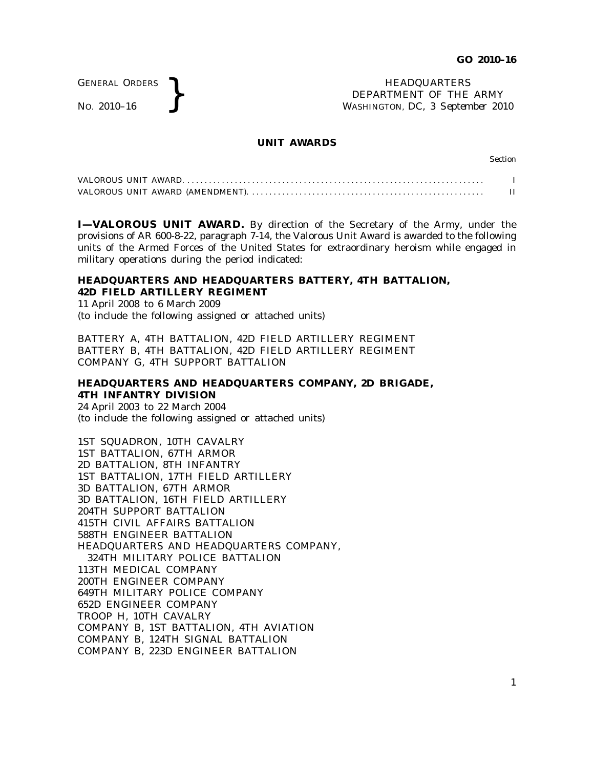GENERAL ORDERS
NO. 2010–16

HEADQUARTERS
DEPARTMENT OF THE ARMY
WASHINGTON, DC, *3 September 2010*

## UNIT AWARDS

| | Section |
|---|---|
| VALOROUS UNIT AWARD | I |
| VALOROUS UNIT AWARD (AMENDMENT) | II |

**I—VALOROUS UNIT AWARD.** By direction of the Secretary of the Army, under the provisions of AR 600-8-22, paragraph 7-14, the Valorous Unit Award is awarded to the following units of the Armed Forces of the United States for extraordinary heroism while engaged in military operations during the period indicated:

**HEADQUARTERS AND HEADQUARTERS BATTERY, 4TH BATTALION, 42D FIELD ARTILLERY REGIMENT**
11 April 2008 to 6 March 2009
(to include the following assigned or attached units)

BATTERY A, 4TH BATTALION, 42D FIELD ARTILLERY REGIMENT
BATTERY B, 4TH BATTALION, 42D FIELD ARTILLERY REGIMENT
COMPANY G, 4TH SUPPORT BATTALION

**HEADQUARTERS AND HEADQUARTERS COMPANY, 2D BRIGADE, 4TH INFANTRY DIVISION**
24 April 2003 to 22 March 2004
(to include the following assigned or attached units)

1ST SQUADRON, 10TH CAVALRY
1ST BATTALION, 67TH ARMOR
2D BATTALION, 8TH INFANTRY
1ST BATTALION, 17TH FIELD ARTILLERY
3D BATTALION, 67TH ARMOR
3D BATTALION, 16TH FIELD ARTILLERY
204TH SUPPORT BATTALION
415TH CIVIL AFFAIRS BATTALION
588TH ENGINEER BATTALION
HEADQUARTERS AND HEADQUARTERS COMPANY,
324TH MILITARY POLICE BATTALION
113TH MEDICAL COMPANY
200TH ENGINEER COMPANY
649TH MILITARY POLICE COMPANY
652D ENGINEER COMPANY
TROOP H, 10TH CAVALRY
COMPANY B, 1ST BATTALION, 4TH AVIATION
COMPANY B, 124TH SIGNAL BATTALION
COMPANY B, 223D ENGINEER BATTALION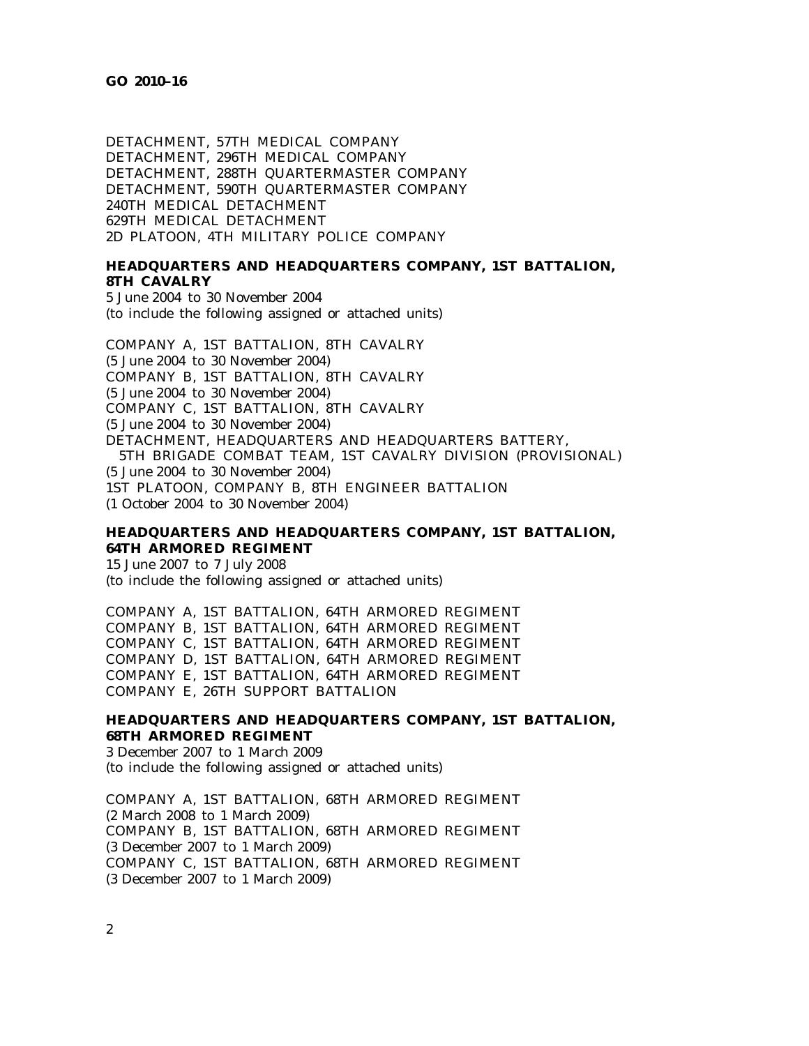DETACHMENT, 57TH MEDICAL COMPANY
DETACHMENT, 296TH MEDICAL COMPANY
DETACHMENT, 288TH QUARTERMASTER COMPANY
DETACHMENT, 590TH QUARTERMASTER COMPANY
240TH MEDICAL DETACHMENT
629TH MEDICAL DETACHMENT
2D PLATOON, 4TH MILITARY POLICE COMPANY

**HEADQUARTERS AND HEADQUARTERS COMPANY, 1ST BATTALION, 8TH CAVALRY**
5 June 2004 to 30 November 2004
(to include the following assigned or attached units)

COMPANY A, 1ST BATTALION, 8TH CAVALRY
(5 June 2004 to 30 November 2004)
COMPANY B, 1ST BATTALION, 8TH CAVALRY
(5 June 2004 to 30 November 2004)
COMPANY C, 1ST BATTALION, 8TH CAVALRY
(5 June 2004 to 30 November 2004)
DETACHMENT, HEADQUARTERS AND HEADQUARTERS BATTERY, 5TH BRIGADE COMBAT TEAM, 1ST CAVALRY DIVISION (PROVISIONAL)
(5 June 2004 to 30 November 2004)
1ST PLATOON, COMPANY B, 8TH ENGINEER BATTALION
(1 October 2004 to 30 November 2004)

**HEADQUARTERS AND HEADQUARTERS COMPANY, 1ST BATTALION, 64TH ARMORED REGIMENT**
15 June 2007 to 7 July 2008
(to include the following assigned or attached units)

COMPANY A, 1ST BATTALION, 64TH ARMORED REGIMENT
COMPANY B, 1ST BATTALION, 64TH ARMORED REGIMENT
COMPANY C, 1ST BATTALION, 64TH ARMORED REGIMENT
COMPANY D, 1ST BATTALION, 64TH ARMORED REGIMENT
COMPANY E, 1ST BATTALION, 64TH ARMORED REGIMENT
COMPANY E, 26TH SUPPORT BATTALION

**HEADQUARTERS AND HEADQUARTERS COMPANY, 1ST BATTALION, 68TH ARMORED REGIMENT**
3 December 2007 to 1 March 2009
(to include the following assigned or attached units)

COMPANY A, 1ST BATTALION, 68TH ARMORED REGIMENT
(2 March 2008 to 1 March 2009)
COMPANY B, 1ST BATTALION, 68TH ARMORED REGIMENT
(3 December 2007 to 1 March 2009)
COMPANY C, 1ST BATTALION, 68TH ARMORED REGIMENT
(3 December 2007 to 1 March 2009)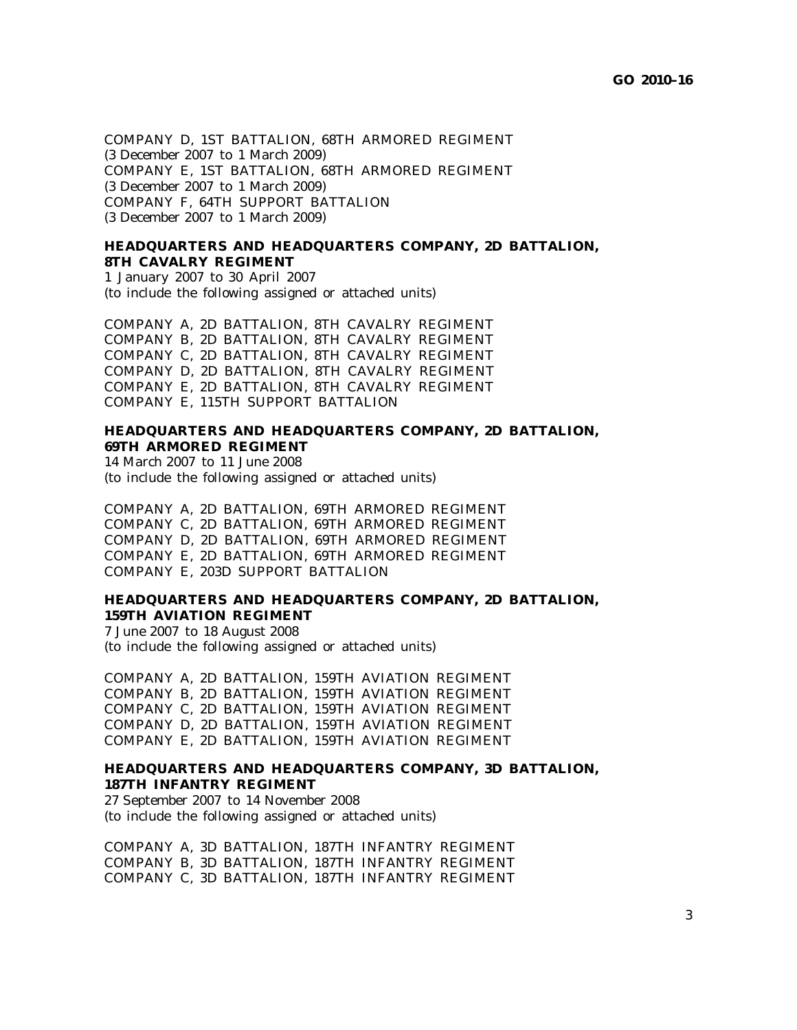COMPANY D, 1ST BATTALION, 68TH ARMORED REGIMENT
(3 December 2007 to 1 March 2009)
COMPANY E, 1ST BATTALION, 68TH ARMORED REGIMENT
(3 December 2007 to 1 March 2009)
COMPANY F, 64TH SUPPORT BATTALION
(3 December 2007 to 1 March 2009)

**HEADQUARTERS AND HEADQUARTERS COMPANY, 2D BATTALION, 8TH CAVALRY REGIMENT**
1 January 2007 to 30 April 2007
(to include the following assigned or attached units)

COMPANY A, 2D BATTALION, 8TH CAVALRY REGIMENT
COMPANY B, 2D BATTALION, 8TH CAVALRY REGIMENT
COMPANY C, 2D BATTALION, 8TH CAVALRY REGIMENT
COMPANY D, 2D BATTALION, 8TH CAVALRY REGIMENT
COMPANY E, 2D BATTALION, 8TH CAVALRY REGIMENT
COMPANY E, 115TH SUPPORT BATTALION

**HEADQUARTERS AND HEADQUARTERS COMPANY, 2D BATTALION, 69TH ARMORED REGIMENT**
14 March 2007 to 11 June 2008
(to include the following assigned or attached units)

COMPANY A, 2D BATTALION, 69TH ARMORED REGIMENT
COMPANY C, 2D BATTALION, 69TH ARMORED REGIMENT
COMPANY D, 2D BATTALION, 69TH ARMORED REGIMENT
COMPANY E, 2D BATTALION, 69TH ARMORED REGIMENT
COMPANY E, 203D SUPPORT BATTALION

**HEADQUARTERS AND HEADQUARTERS COMPANY, 2D BATTALION, 159TH AVIATION REGIMENT**
7 June 2007 to 18 August 2008
(to include the following assigned or attached units)

COMPANY A, 2D BATTALION, 159TH AVIATION REGIMENT
COMPANY B, 2D BATTALION, 159TH AVIATION REGIMENT
COMPANY C, 2D BATTALION, 159TH AVIATION REGIMENT
COMPANY D, 2D BATTALION, 159TH AVIATION REGIMENT
COMPANY E, 2D BATTALION, 159TH AVIATION REGIMENT

**HEADQUARTERS AND HEADQUARTERS COMPANY, 3D BATTALION, 187TH INFANTRY REGIMENT**
27 September 2007 to 14 November 2008
(to include the following assigned or attached units)

COMPANY A, 3D BATTALION, 187TH INFANTRY REGIMENT
COMPANY B, 3D BATTALION, 187TH INFANTRY REGIMENT
COMPANY C, 3D BATTALION, 187TH INFANTRY REGIMENT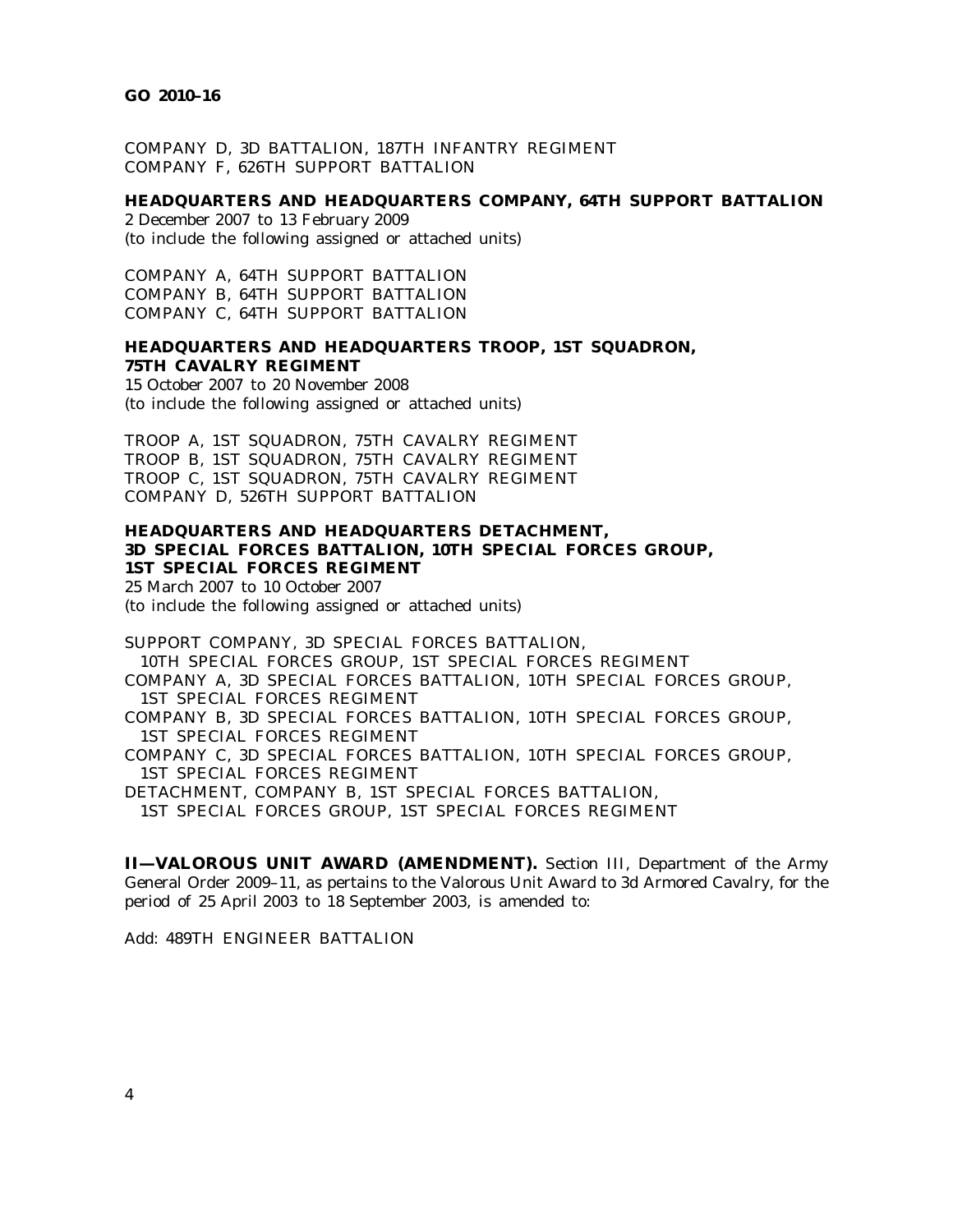COMPANY D, 3D BATTALION, 187TH INFANTRY REGIMENT
COMPANY F, 626TH SUPPORT BATTALION

**HEADQUARTERS AND HEADQUARTERS COMPANY, 64TH SUPPORT BATTALION**
2 December 2007 to 13 February 2009
(to include the following assigned or attached units)

COMPANY A, 64TH SUPPORT BATTALION
COMPANY B, 64TH SUPPORT BATTALION
COMPANY C, 64TH SUPPORT BATTALION

**HEADQUARTERS AND HEADQUARTERS TROOP, 1ST SQUADRON, 75TH CAVALRY REGIMENT**
15 October 2007 to 20 November 2008
(to include the following assigned or attached units)

TROOP A, 1ST SQUADRON, 75TH CAVALRY REGIMENT
TROOP B, 1ST SQUADRON, 75TH CAVALRY REGIMENT
TROOP C, 1ST SQUADRON, 75TH CAVALRY REGIMENT
COMPANY D, 526TH SUPPORT BATTALION

**HEADQUARTERS AND HEADQUARTERS DETACHMENT, 3D SPECIAL FORCES BATTALION, 10TH SPECIAL FORCES GROUP, 1ST SPECIAL FORCES REGIMENT**
25 March 2007 to 10 October 2007
(to include the following assigned or attached units)

SUPPORT COMPANY, 3D SPECIAL FORCES BATTALION, 10TH SPECIAL FORCES GROUP, 1ST SPECIAL FORCES REGIMENT
COMPANY A, 3D SPECIAL FORCES BATTALION, 10TH SPECIAL FORCES GROUP, 1ST SPECIAL FORCES REGIMENT
COMPANY B, 3D SPECIAL FORCES BATTALION, 10TH SPECIAL FORCES GROUP, 1ST SPECIAL FORCES REGIMENT
COMPANY C, 3D SPECIAL FORCES BATTALION, 10TH SPECIAL FORCES GROUP, 1ST SPECIAL FORCES REGIMENT
DETACHMENT, COMPANY B, 1ST SPECIAL FORCES BATTALION, 1ST SPECIAL FORCES GROUP, 1ST SPECIAL FORCES REGIMENT

**II—VALOROUS UNIT AWARD (AMENDMENT).** Section III, Department of the Army General Order 2009–11, as pertains to the Valorous Unit Award to 3d Armored Cavalry, for the period of 25 April 2003 to 18 September 2003, is amended to:

Add: 489TH ENGINEER BATTALION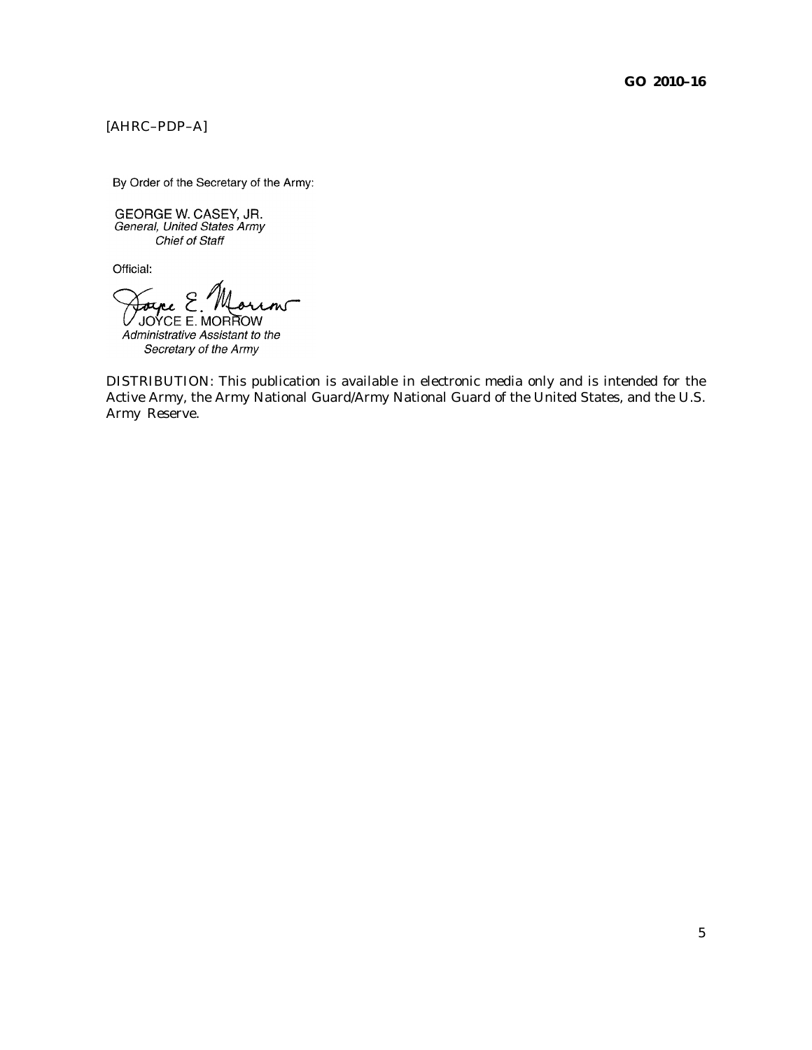[AHRC–PDP–A]

By Order of the Secretary of the Army:

GEORGE W. CASEY, JR.
*General, United States Army*
*Chief of Staff*

Official:

JOYCE E. MORROW
*Administrative Assistant to the*
*Secretary of the Army*

DISTRIBUTION: This publication is available in electronic media only and is intended for the Active Army, the Army National Guard/Army National Guard of the United States, and the U.S. Army Reserve.